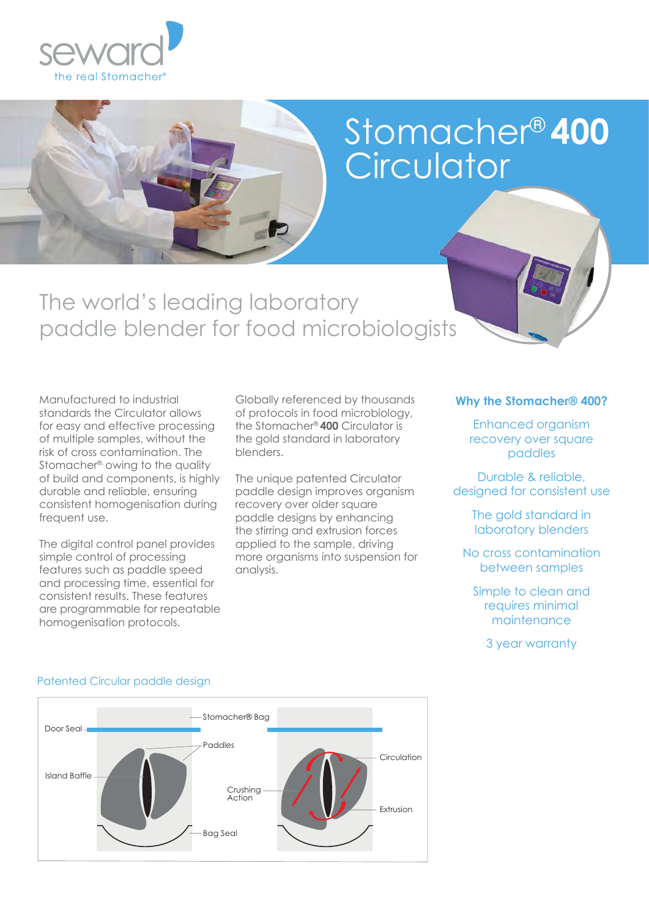seward
the real Stomacher®

# Stomacher® **400** Circulator

## The world's leading laboratory paddle blender for food microbiologists

Manufactured to industrial standards the Circulator allows for easy and effective processing of multiple samples, without the risk of cross contamination. The Stomacher® owing to the quality of build and components, is highly durable and reliable, ensuring consistent homogenisation during frequent use.

The digital control panel provides simple control of processing features such as paddle speed and processing time, essential for consistent results. These features are programmable for repeatable homogenisation protocols.

Globally referenced by thousands of protocols in food microbiology, the Stomacher® **400** Circulator is the gold standard in laboratory blenders.

The unique patented Circulator paddle design improves organism recovery over older square paddle designs by enhancing the stirring and extrusion forces applied to the sample, driving more organisms into suspension for analysis.

### Why the Stomacher® 400?

- Enhanced organism recovery over square paddles
- Durable & reliable, designed for consistent use
- The gold standard in laboratory blenders
- No cross contamination between samples
- Simple to clean and requires minimal maintenance
- 3 year warranty

Patented Circular paddle design

Door Seal — Stomacher® Bag — Paddles — Island Baffle — Crushing Action — Bag Seal — Circulation — Extrusion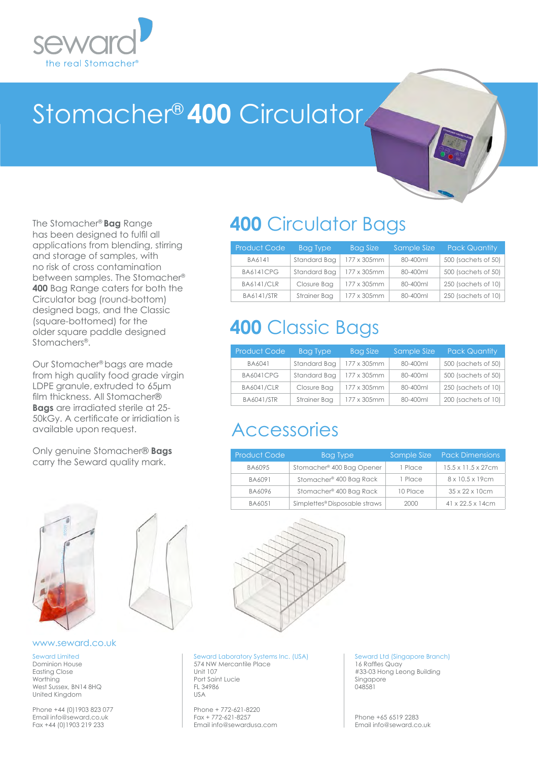seward
the real Stomacher®

# Stomacher® **400** Circulator

The Stomacher® **Bag** Range has been designed to fulfil all applications from blending, stirring and storage of samples, with no risk of cross contamination between samples. The Stomacher® **400** Bag Range caters for both the Circulator bag (round-bottom) designed bags, and the Classic (square-bottomed) for the older square paddle designed Stomachers®.

Our Stomacher® bags are made from high quality food grade virgin LDPE granule, extruded to 65µm film thickness. All Stomacher® **Bags** are irradiated sterile at 25-50kGy. A certificate or irridiation is available upon request.

Only genuine Stomacher® **Bags** carry the Seward quality mark.

## **400** Circulator Bags

| Product Code | Bag Type | Bag Size | Sample Size | Pack Quantity |
|---|---|---|---|---|
| BA6141 | Standard Bag | 177 x 305mm | 80-400ml | 500 (sachets of 50) |
| BA6141CPG | Standard Bag | 177 x 305mm | 80-400ml | 500 (sachets of 50) |
| BA6141/CLR | Closure Bag | 177 x 305mm | 80-400ml | 250 (sachets of 10) |
| BA6141/STR | Strainer Bag | 177 x 305mm | 80-400ml | 250 (sachets of 10) |

## **400** Classic Bags

| Product Code | Bag Type | Bag Size | Sample Size | Pack Quantity |
|---|---|---|---|---|
| BA6041 | Standard Bag | 177 x 305mm | 80-400ml | 500 (sachets of 50) |
| BA6041CPG | Standard Bag | 177 x 305mm | 80-400ml | 500 (sachets of 50) |
| BA6041/CLR | Closure Bag | 177 x 305mm | 80-400ml | 250 (sachets of 10) |
| BA6041/STR | Strainer Bag | 177 x 305mm | 80-400ml | 200 (sachets of 10) |

## Accessories

| Product Code | Bag Type | Sample Size | Pack Dimensions |
|---|---|---|---|
| BA6095 | Stomacher® 400 Bag Opener | 1 Place | 15.5 x 11.5 x 27cm |
| BA6091 | Stomacher® 400 Bag Rack | 1 Place | 8 x 10.5 x 19cm |
| BA6096 | Stomacher® 400 Bag Rack | 10 Place | 35 x 22 x 10cm |
| BA6051 | Simplettes® Disposable straws | 2000 | 41 x 22.5 x 14cm |

www.seward.co.uk

Seward Limited
Dominion House
Easting Close
Worthing
West Sussex, BN14 8HQ
United Kingdom

Phone +44 (0)1903 823 077
Email info@seward.co.uk
Fax +44 (0)1903 219 233

Seward Laboratory Systems Inc. (USA)
574 NW Mercantile Place
Unit 107
Port Saint Lucie
FL 34986
USA

Phone + 772-621-8220
Fax + 772-621-8257
Email info@sewardusa.com

Seward Ltd (Singapore Branch)
16 Raffles Quay
#33-03 Hong Leong Building
Singapore
048581

Phone +65 6519 2283
Email info@seward.co.uk